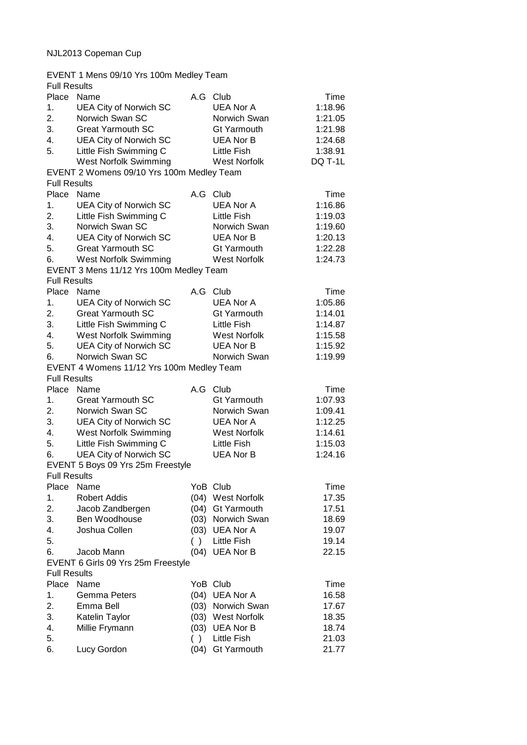NJL2013 Copeman Cup

EVENT 1 Mens 09/10 Yrs 100m Medley Team

Full Results

| Place | Name | A.G | Club | Time |
|---|---|---|---|---|
| 1. | UEA City of Norwich SC | | UEA Nor A | 1:18.96 |
| 2. | Norwich Swan SC | | Norwich Swan | 1:21.05 |
| 3. | Great Yarmouth SC | | Gt Yarmouth | 1:21.98 |
| 4. | UEA City of Norwich SC | | UEA Nor B | 1:24.68 |
| 5. | Little Fish Swimming C | | Little Fish | 1:38.91 |
| | West Norfolk Swimming | | West Norfolk | DQ T-1L |

EVENT 2 Womens 09/10 Yrs 100m Medley Team

Full Results

| Place | Name | A.G | Club | Time |
|---|---|---|---|---|
| 1. | UEA City of Norwich SC | | UEA Nor A | 1:16.86 |
| 2. | Little Fish Swimming C | | Little Fish | 1:19.03 |
| 3. | Norwich Swan SC | | Norwich Swan | 1:19.60 |
| 4. | UEA City of Norwich SC | | UEA Nor B | 1:20.13 |
| 5. | Great Yarmouth SC | | Gt Yarmouth | 1:22.28 |
| 6. | West Norfolk Swimming | | West Norfolk | 1:24.73 |

EVENT 3 Mens 11/12 Yrs 100m Medley Team

Full Results

| Place | Name | A.G | Club | Time |
|---|---|---|---|---|
| 1. | UEA City of Norwich SC | | UEA Nor A | 1:05.86 |
| 2. | Great Yarmouth SC | | Gt Yarmouth | 1:14.01 |
| 3. | Little Fish Swimming C | | Little Fish | 1:14.87 |
| 4. | West Norfolk Swimming | | West Norfolk | 1:15.58 |
| 5. | UEA City of Norwich SC | | UEA Nor B | 1:15.92 |
| 6. | Norwich Swan SC | | Norwich Swan | 1:19.99 |

EVENT 4 Womens 11/12 Yrs 100m Medley Team

Full Results

| Place | Name | A.G | Club | Time |
|---|---|---|---|---|
| 1. | Great Yarmouth SC | | Gt Yarmouth | 1:07.93 |
| 2. | Norwich Swan SC | | Norwich Swan | 1:09.41 |
| 3. | UEA City of Norwich SC | | UEA Nor A | 1:12.25 |
| 4. | West Norfolk Swimming | | West Norfolk | 1:14.61 |
| 5. | Little Fish Swimming C | | Little Fish | 1:15.03 |
| 6. | UEA City of Norwich SC | | UEA Nor B | 1:24.16 |

EVENT 5 Boys 09 Yrs 25m Freestyle

Full Results

| Place | Name | YoB | Club | Time |
|---|---|---|---|---|
| 1. | Robert Addis | (04) | West Norfolk | 17.35 |
| 2. | Jacob Zandbergen | (04) | Gt Yarmouth | 17.51 |
| 3. | Ben Woodhouse | (03) | Norwich Swan | 18.69 |
| 4. | Joshua Collen | (03) | UEA Nor A | 19.07 |
| 5. | | ( ) | Little Fish | 19.14 |
| 6. | Jacob Mann | (04) | UEA Nor B | 22.15 |

EVENT 6 Girls 09 Yrs 25m Freestyle

Full Results

| Place | Name | YoB | Club | Time |
|---|---|---|---|---|
| 1. | Gemma Peters | (04) | UEA Nor A | 16.58 |
| 2. | Emma Bell | (03) | Norwich Swan | 17.67 |
| 3. | Katelin Taylor | (03) | West Norfolk | 18.35 |
| 4. | Millie Frymann | (03) | UEA Nor B | 18.74 |
| 5. | | ( ) | Little Fish | 21.03 |
| 6. | Lucy Gordon | (04) | Gt Yarmouth | 21.77 |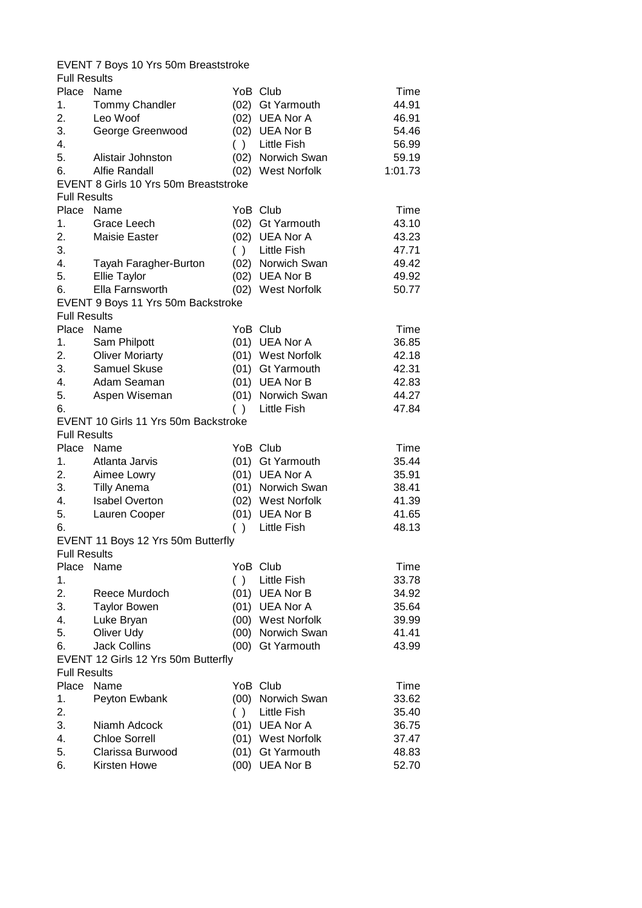EVENT 7 Boys 10 Yrs 50m Breaststroke

Full Results

| Place | Name | YoB | Club | Time |
|---|---|---|---|---|
| 1. | Tommy Chandler | (02) | Gt Yarmouth | 44.91 |
| 2. | Leo Woof | (02) | UEA Nor A | 46.91 |
| 3. | George Greenwood | (02) | UEA Nor B | 54.46 |
| 4. | | ( ) | Little Fish | 56.99 |
| 5. | Alistair Johnston | (02) | Norwich Swan | 59.19 |
| 6. | Alfie Randall | (02) | West Norfolk | 1:01.73 |

EVENT 8 Girls 10 Yrs 50m Breaststroke

Full Results

| Place | Name | YoB | Club | Time |
|---|---|---|---|---|
| 1. | Grace Leech | (02) | Gt Yarmouth | 43.10 |
| 2. | Maisie Easter | (02) | UEA Nor A | 43.23 |
| 3. | | ( ) | Little Fish | 47.71 |
| 4. | Tayah Faragher-Burton | (02) | Norwich Swan | 49.42 |
| 5. | Ellie Taylor | (02) | UEA Nor B | 49.92 |
| 6. | Ella Farnsworth | (02) | West Norfolk | 50.77 |

EVENT 9 Boys 11 Yrs 50m Backstroke

Full Results

| Place | Name | YoB | Club | Time |
|---|---|---|---|---|
| 1. | Sam Philpott | (01) | UEA Nor A | 36.85 |
| 2. | Oliver Moriarty | (01) | West Norfolk | 42.18 |
| 3. | Samuel Skuse | (01) | Gt Yarmouth | 42.31 |
| 4. | Adam Seaman | (01) | UEA Nor B | 42.83 |
| 5. | Aspen Wiseman | (01) | Norwich Swan | 44.27 |
| 6. | | ( ) | Little Fish | 47.84 |

EVENT 10 Girls 11 Yrs 50m Backstroke

Full Results

| Place | Name | YoB | Club | Time |
|---|---|---|---|---|
| 1. | Atlanta Jarvis | (01) | Gt Yarmouth | 35.44 |
| 2. | Aimee Lowry | (01) | UEA Nor A | 35.91 |
| 3. | Tilly Anema | (01) | Norwich Swan | 38.41 |
| 4. | Isabel Overton | (02) | West Norfolk | 41.39 |
| 5. | Lauren Cooper | (01) | UEA Nor B | 41.65 |
| 6. | | ( ) | Little Fish | 48.13 |

EVENT 11 Boys 12 Yrs 50m Butterfly

Full Results

| Place | Name | YoB | Club | Time |
|---|---|---|---|---|
| 1. | | ( ) | Little Fish | 33.78 |
| 2. | Reece Murdoch | (01) | UEA Nor B | 34.92 |
| 3. | Taylor Bowen | (01) | UEA Nor A | 35.64 |
| 4. | Luke Bryan | (00) | West Norfolk | 39.99 |
| 5. | Oliver Udy | (00) | Norwich Swan | 41.41 |
| 6. | Jack Collins | (00) | Gt Yarmouth | 43.99 |

EVENT 12 Girls 12 Yrs 50m Butterfly

Full Results

| Place | Name | YoB | Club | Time |
|---|---|---|---|---|
| 1. | Peyton Ewbank | (00) | Norwich Swan | 33.62 |
| 2. | | ( ) | Little Fish | 35.40 |
| 3. | Niamh Adcock | (01) | UEA Nor A | 36.75 |
| 4. | Chloe Sorrell | (01) | West Norfolk | 37.47 |
| 5. | Clarissa Burwood | (01) | Gt Yarmouth | 48.83 |
| 6. | Kirsten Howe | (00) | UEA Nor B | 52.70 |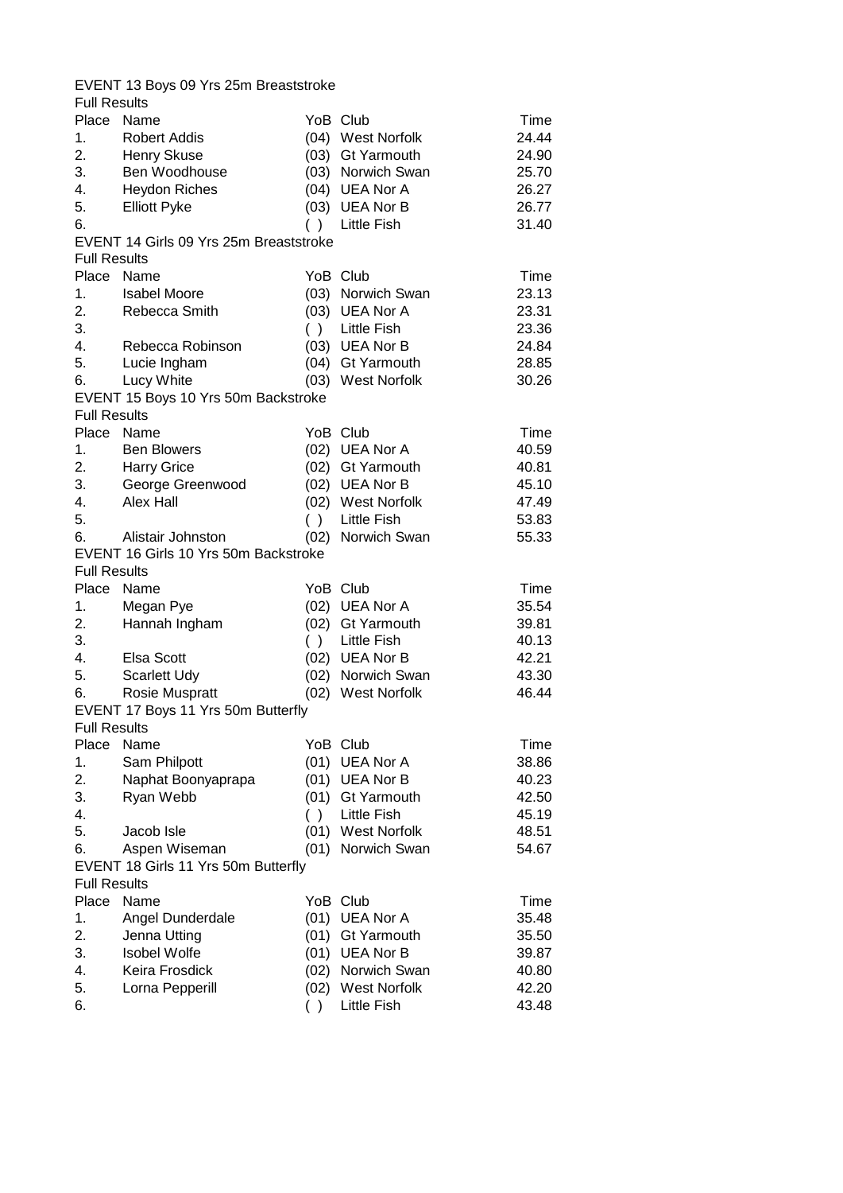EVENT 13 Boys 09 Yrs 25m Breaststroke

Full Results

| Place | Name | YoB | Club | Time |
|---|---|---|---|---|
| 1. | Robert Addis | (04) | West Norfolk | 24.44 |
| 2. | Henry Skuse | (03) | Gt Yarmouth | 24.90 |
| 3. | Ben Woodhouse | (03) | Norwich Swan | 25.70 |
| 4. | Heydon Riches | (04) | UEA Nor A | 26.27 |
| 5. | Elliott Pyke | (03) | UEA Nor B | 26.77 |
| 6. | | ( ) | Little Fish | 31.40 |

EVENT 14 Girls 09 Yrs 25m Breaststroke

Full Results

| Place | Name | YoB | Club | Time |
|---|---|---|---|---|
| 1. | Isabel Moore | (03) | Norwich Swan | 23.13 |
| 2. | Rebecca Smith | (03) | UEA Nor A | 23.31 |
| 3. | | ( ) | Little Fish | 23.36 |
| 4. | Rebecca Robinson | (03) | UEA Nor B | 24.84 |
| 5. | Lucie Ingham | (04) | Gt Yarmouth | 28.85 |
| 6. | Lucy White | (03) | West Norfolk | 30.26 |

EVENT 15 Boys 10 Yrs 50m Backstroke

Full Results

| Place | Name | YoB | Club | Time |
|---|---|---|---|---|
| 1. | Ben Blowers | (02) | UEA Nor A | 40.59 |
| 2. | Harry Grice | (02) | Gt Yarmouth | 40.81 |
| 3. | George Greenwood | (02) | UEA Nor B | 45.10 |
| 4. | Alex Hall | (02) | West Norfolk | 47.49 |
| 5. | | ( ) | Little Fish | 53.83 |
| 6. | Alistair Johnston | (02) | Norwich Swan | 55.33 |

EVENT 16 Girls 10 Yrs 50m Backstroke

Full Results

| Place | Name | YoB | Club | Time |
|---|---|---|---|---|
| 1. | Megan Pye | (02) | UEA Nor A | 35.54 |
| 2. | Hannah Ingham | (02) | Gt Yarmouth | 39.81 |
| 3. | | ( ) | Little Fish | 40.13 |
| 4. | Elsa Scott | (02) | UEA Nor B | 42.21 |
| 5. | Scarlett Udy | (02) | Norwich Swan | 43.30 |
| 6. | Rosie Muspratt | (02) | West Norfolk | 46.44 |

EVENT 17 Boys 11 Yrs 50m Butterfly

Full Results

| Place | Name | YoB | Club | Time |
|---|---|---|---|---|
| 1. | Sam Philpott | (01) | UEA Nor A | 38.86 |
| 2. | Naphat Boonyaprapa | (01) | UEA Nor B | 40.23 |
| 3. | Ryan Webb | (01) | Gt Yarmouth | 42.50 |
| 4. | | ( ) | Little Fish | 45.19 |
| 5. | Jacob Isle | (01) | West Norfolk | 48.51 |
| 6. | Aspen Wiseman | (01) | Norwich Swan | 54.67 |

EVENT 18 Girls 11 Yrs 50m Butterfly

Full Results

| Place | Name | YoB | Club | Time |
|---|---|---|---|---|
| 1. | Angel Dunderdale | (01) | UEA Nor A | 35.48 |
| 2. | Jenna Utting | (01) | Gt Yarmouth | 35.50 |
| 3. | Isobel Wolfe | (01) | UEA Nor B | 39.87 |
| 4. | Keira Frosdick | (02) | Norwich Swan | 40.80 |
| 5. | Lorna Pepperill | (02) | West Norfolk | 42.20 |
| 6. | | ( ) | Little Fish | 43.48 |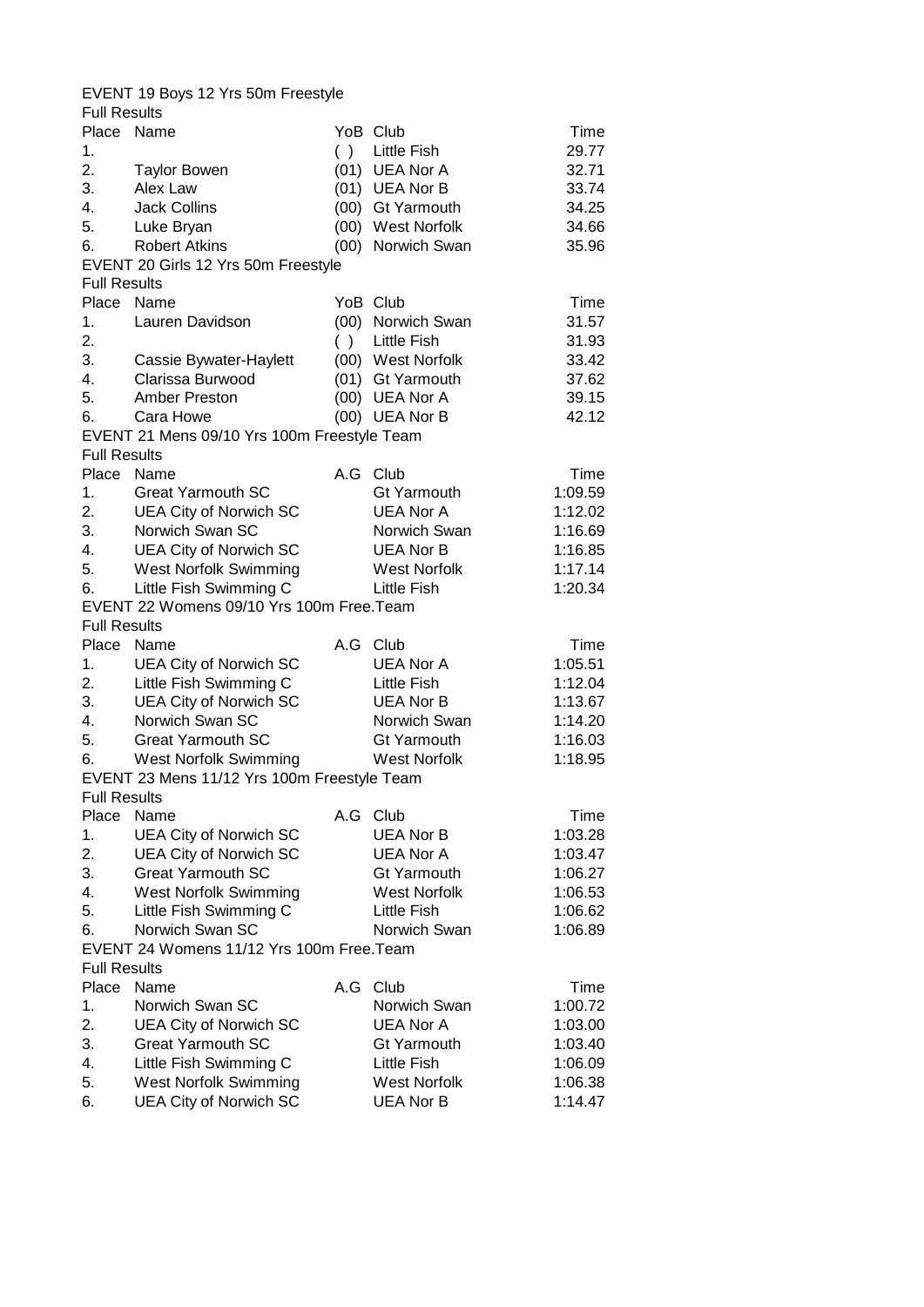EVENT 19 Boys 12 Yrs 50m Freestyle

Full Results

| Place | Name | YoB | Club | Time |
|---|---|---|---|---|
| 1. | | ( ) | Little Fish | 29.77 |
| 2. | Taylor Bowen | (01) | UEA Nor A | 32.71 |
| 3. | Alex Law | (01) | UEA Nor B | 33.74 |
| 4. | Jack Collins | (00) | Gt Yarmouth | 34.25 |
| 5. | Luke Bryan | (00) | West Norfolk | 34.66 |
| 6. | Robert Atkins | (00) | Norwich Swan | 35.96 |

EVENT 20 Girls 12 Yrs 50m Freestyle

Full Results

| Place | Name | YoB | Club | Time |
|---|---|---|---|---|
| 1. | Lauren Davidson | (00) | Norwich Swan | 31.57 |
| 2. | | ( ) | Little Fish | 31.93 |
| 3. | Cassie Bywater-Haylett | (00) | West Norfolk | 33.42 |
| 4. | Clarissa Burwood | (01) | Gt Yarmouth | 37.62 |
| 5. | Amber Preston | (00) | UEA Nor A | 39.15 |
| 6. | Cara Howe | (00) | UEA Nor B | 42.12 |

EVENT 21 Mens 09/10 Yrs 100m Freestyle Team

Full Results

| Place | Name | A.G | Club | Time |
|---|---|---|---|---|
| 1. | Great Yarmouth SC | | Gt Yarmouth | 1:09.59 |
| 2. | UEA City of Norwich SC | | UEA Nor A | 1:12.02 |
| 3. | Norwich Swan SC | | Norwich Swan | 1:16.69 |
| 4. | UEA City of Norwich SC | | UEA Nor B | 1:16.85 |
| 5. | West Norfolk Swimming | | West Norfolk | 1:17.14 |
| 6. | Little Fish Swimming C | | Little Fish | 1:20.34 |

EVENT 22 Womens 09/10 Yrs 100m Free.Team

Full Results

| Place | Name | A.G | Club | Time |
|---|---|---|---|---|
| 1. | UEA City of Norwich SC | | UEA Nor A | 1:05.51 |
| 2. | Little Fish Swimming C | | Little Fish | 1:12.04 |
| 3. | UEA City of Norwich SC | | UEA Nor B | 1:13.67 |
| 4. | Norwich Swan SC | | Norwich Swan | 1:14.20 |
| 5. | Great Yarmouth SC | | Gt Yarmouth | 1:16.03 |
| 6. | West Norfolk Swimming | | West Norfolk | 1:18.95 |

EVENT 23 Mens 11/12 Yrs 100m Freestyle Team

Full Results

| Place | Name | A.G | Club | Time |
|---|---|---|---|---|
| 1. | UEA City of Norwich SC | | UEA Nor B | 1:03.28 |
| 2. | UEA City of Norwich SC | | UEA Nor A | 1:03.47 |
| 3. | Great Yarmouth SC | | Gt Yarmouth | 1:06.27 |
| 4. | West Norfolk Swimming | | West Norfolk | 1:06.53 |
| 5. | Little Fish Swimming C | | Little Fish | 1:06.62 |
| 6. | Norwich Swan SC | | Norwich Swan | 1:06.89 |

EVENT 24 Womens 11/12 Yrs 100m Free.Team

Full Results

| Place | Name | A.G | Club | Time |
|---|---|---|---|---|
| 1. | Norwich Swan SC | | Norwich Swan | 1:00.72 |
| 2. | UEA City of Norwich SC | | UEA Nor A | 1:03.00 |
| 3. | Great Yarmouth SC | | Gt Yarmouth | 1:03.40 |
| 4. | Little Fish Swimming C | | Little Fish | 1:06.09 |
| 5. | West Norfolk Swimming | | West Norfolk | 1:06.38 |
| 6. | UEA City of Norwich SC | | UEA Nor B | 1:14.47 |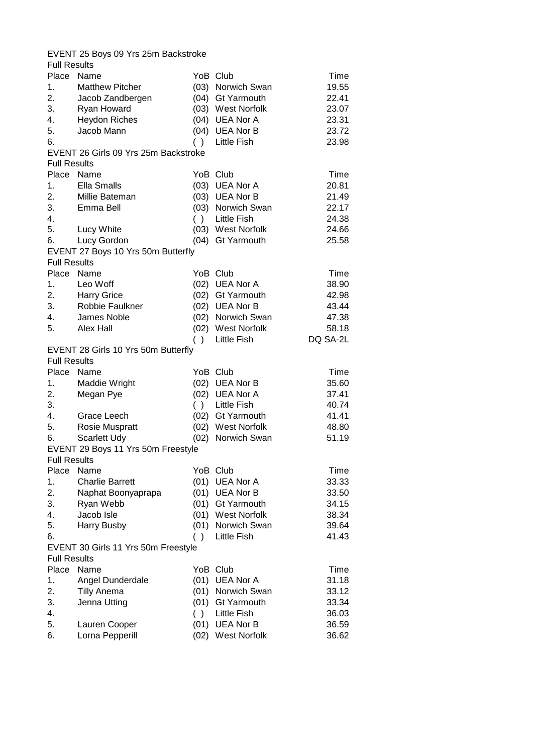EVENT 25 Boys 09 Yrs 25m Backstroke

Full Results

| Place | Name | YoB | Club | Time |
|---|---|---|---|---|
| 1. | Matthew Pitcher | (03) | Norwich Swan | 19.55 |
| 2. | Jacob Zandbergen | (04) | Gt Yarmouth | 22.41 |
| 3. | Ryan Howard | (03) | West Norfolk | 23.07 |
| 4. | Heydon Riches | (04) | UEA Nor A | 23.31 |
| 5. | Jacob Mann | (04) | UEA Nor B | 23.72 |
| 6. | | ( ) | Little Fish | 23.98 |

EVENT 26 Girls 09 Yrs 25m Backstroke

Full Results

| Place | Name | YoB | Club | Time |
|---|---|---|---|---|
| 1. | Ella Smalls | (03) | UEA Nor A | 20.81 |
| 2. | Millie Bateman | (03) | UEA Nor B | 21.49 |
| 3. | Emma Bell | (03) | Norwich Swan | 22.17 |
| 4. | | ( ) | Little Fish | 24.38 |
| 5. | Lucy White | (03) | West Norfolk | 24.66 |
| 6. | Lucy Gordon | (04) | Gt Yarmouth | 25.58 |

EVENT 27 Boys 10 Yrs 50m Butterfly

Full Results

| Place | Name | YoB | Club | Time |
|---|---|---|---|---|
| 1. | Leo Woff | (02) | UEA Nor A | 38.90 |
| 2. | Harry Grice | (02) | Gt Yarmouth | 42.98 |
| 3. | Robbie Faulkner | (02) | UEA Nor B | 43.44 |
| 4. | James Noble | (02) | Norwich Swan | 47.38 |
| 5. | Alex Hall | (02) | West Norfolk | 58.18 |
| | | ( ) | Little Fish | DQ SA-2L |

EVENT 28 Girls 10 Yrs 50m Butterfly

Full Results

| Place | Name | YoB | Club | Time |
|---|---|---|---|---|
| 1. | Maddie Wright | (02) | UEA Nor B | 35.60 |
| 2. | Megan Pye | (02) | UEA Nor A | 37.41 |
| 3. | | ( ) | Little Fish | 40.74 |
| 4. | Grace Leech | (02) | Gt Yarmouth | 41.41 |
| 5. | Rosie Muspratt | (02) | West Norfolk | 48.80 |
| 6. | Scarlett Udy | (02) | Norwich Swan | 51.19 |

EVENT 29 Boys 11 Yrs 50m Freestyle

Full Results

| Place | Name | YoB | Club | Time |
|---|---|---|---|---|
| 1. | Charlie Barrett | (01) | UEA Nor A | 33.33 |
| 2. | Naphat Boonyaprapa | (01) | UEA Nor B | 33.50 |
| 3. | Ryan Webb | (01) | Gt Yarmouth | 34.15 |
| 4. | Jacob Isle | (01) | West Norfolk | 38.34 |
| 5. | Harry Busby | (01) | Norwich Swan | 39.64 |
| 6. | | ( ) | Little Fish | 41.43 |

EVENT 30 Girls 11 Yrs 50m Freestyle

Full Results

| Place | Name | YoB | Club | Time |
|---|---|---|---|---|
| 1. | Angel Dunderdale | (01) | UEA Nor A | 31.18 |
| 2. | Tilly Anema | (01) | Norwich Swan | 33.12 |
| 3. | Jenna Utting | (01) | Gt Yarmouth | 33.34 |
| 4. | | ( ) | Little Fish | 36.03 |
| 5. | Lauren Cooper | (01) | UEA Nor B | 36.59 |
| 6. | Lorna Pepperill | (02) | West Norfolk | 36.62 |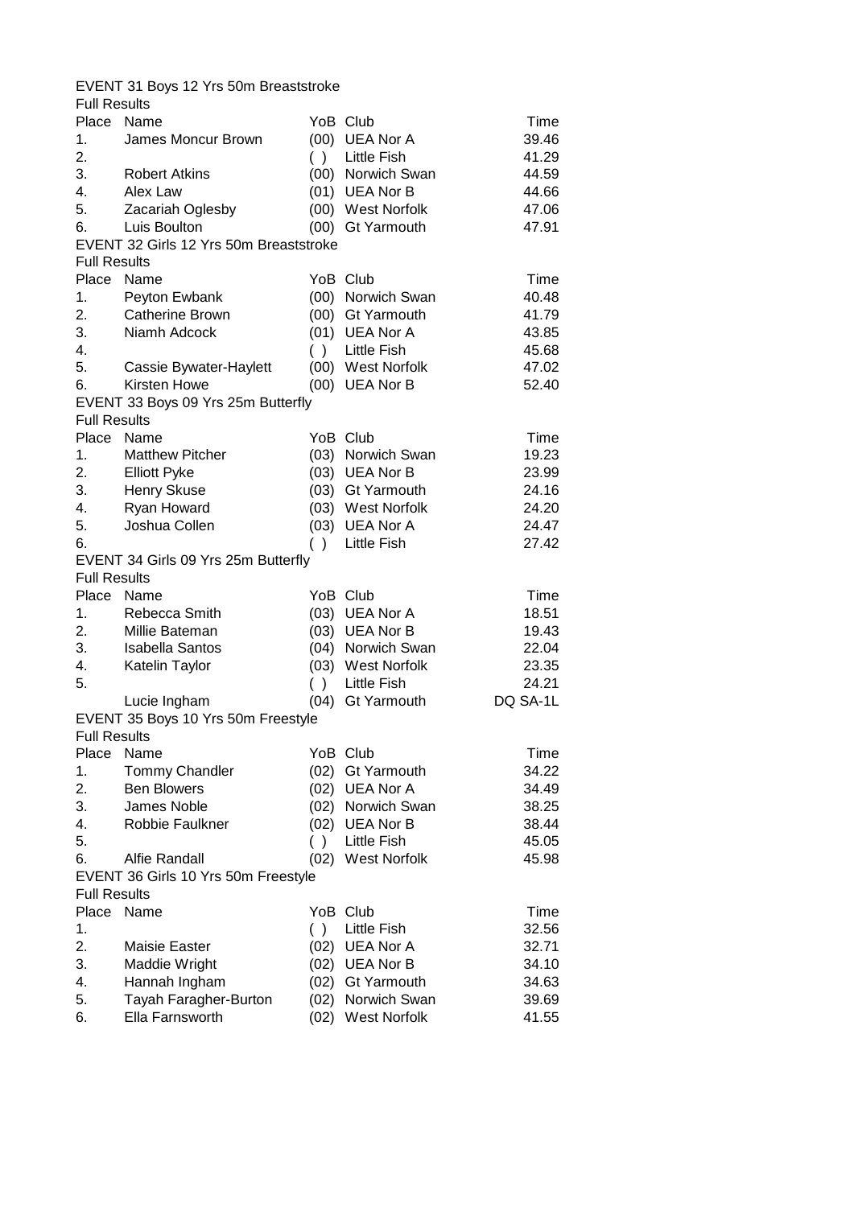EVENT 31 Boys 12 Yrs 50m Breaststroke

Full Results

| Place | Name | YoB | Club | Time |
|---|---|---|---|---|
| 1. | James Moncur Brown | (00) | UEA Nor A | 39.46 |
| 2. | | ( ) | Little Fish | 41.29 |
| 3. | Robert Atkins | (00) | Norwich Swan | 44.59 |
| 4. | Alex Law | (01) | UEA Nor B | 44.66 |
| 5. | Zacariah Oglesby | (00) | West Norfolk | 47.06 |
| 6. | Luis Boulton | (00) | Gt Yarmouth | 47.91 |

EVENT 32 Girls 12 Yrs 50m Breaststroke

Full Results

| Place | Name | YoB | Club | Time |
|---|---|---|---|---|
| 1. | Peyton Ewbank | (00) | Norwich Swan | 40.48 |
| 2. | Catherine Brown | (00) | Gt Yarmouth | 41.79 |
| 3. | Niamh Adcock | (01) | UEA Nor A | 43.85 |
| 4. | | ( ) | Little Fish | 45.68 |
| 5. | Cassie Bywater-Haylett | (00) | West Norfolk | 47.02 |
| 6. | Kirsten Howe | (00) | UEA Nor B | 52.40 |

EVENT 33 Boys 09 Yrs 25m Butterfly

Full Results

| Place | Name | YoB | Club | Time |
|---|---|---|---|---|
| 1. | Matthew Pitcher | (03) | Norwich Swan | 19.23 |
| 2. | Elliott Pyke | (03) | UEA Nor B | 23.99 |
| 3. | Henry Skuse | (03) | Gt Yarmouth | 24.16 |
| 4. | Ryan Howard | (03) | West Norfolk | 24.20 |
| 5. | Joshua Collen | (03) | UEA Nor A | 24.47 |
| 6. | | ( ) | Little Fish | 27.42 |

EVENT 34 Girls 09 Yrs 25m Butterfly

Full Results

| Place | Name | YoB | Club | Time |
|---|---|---|---|---|
| 1. | Rebecca Smith | (03) | UEA Nor A | 18.51 |
| 2. | Millie Bateman | (03) | UEA Nor B | 19.43 |
| 3. | Isabella Santos | (04) | Norwich Swan | 22.04 |
| 4. | Katelin Taylor | (03) | West Norfolk | 23.35 |
| 5. | | ( ) | Little Fish | 24.21 |
| | Lucie Ingham | (04) | Gt Yarmouth | DQ SA-1L |

EVENT 35 Boys 10 Yrs 50m Freestyle

Full Results

| Place | Name | YoB | Club | Time |
|---|---|---|---|---|
| 1. | Tommy Chandler | (02) | Gt Yarmouth | 34.22 |
| 2. | Ben Blowers | (02) | UEA Nor A | 34.49 |
| 3. | James Noble | (02) | Norwich Swan | 38.25 |
| 4. | Robbie Faulkner | (02) | UEA Nor B | 38.44 |
| 5. | | ( ) | Little Fish | 45.05 |
| 6. | Alfie Randall | (02) | West Norfolk | 45.98 |

EVENT 36 Girls 10 Yrs 50m Freestyle

Full Results

| Place | Name | YoB | Club | Time |
|---|---|---|---|---|
| 1. | | ( ) | Little Fish | 32.56 |
| 2. | Maisie Easter | (02) | UEA Nor A | 32.71 |
| 3. | Maddie Wright | (02) | UEA Nor B | 34.10 |
| 4. | Hannah Ingham | (02) | Gt Yarmouth | 34.63 |
| 5. | Tayah Faragher-Burton | (02) | Norwich Swan | 39.69 |
| 6. | Ella Farnsworth | (02) | West Norfolk | 41.55 |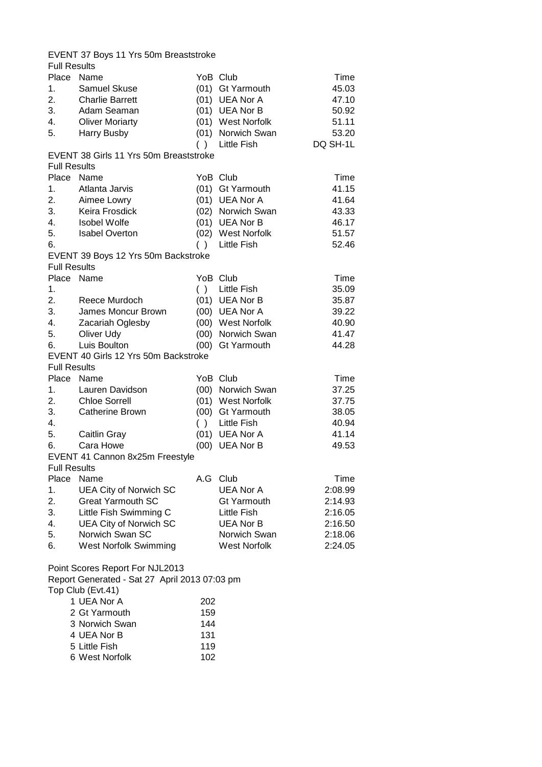EVENT 37 Boys 11 Yrs 50m Breaststroke

Full Results

| Place | Name | YoB | Club | Time |
|---|---|---|---|---|
| 1. | Samuel Skuse | (01) | Gt Yarmouth | 45.03 |
| 2. | Charlie Barrett | (01) | UEA Nor A | 47.10 |
| 3. | Adam Seaman | (01) | UEA Nor B | 50.92 |
| 4. | Oliver Moriarty | (01) | West Norfolk | 51.11 |
| 5. | Harry Busby | (01) | Norwich Swan | 53.20 |
| | | ( ) | Little Fish | DQ SH-1L |

EVENT 38 Girls 11 Yrs 50m Breaststroke

Full Results

| Place | Name | YoB | Club | Time |
|---|---|---|---|---|
| 1. | Atlanta Jarvis | (01) | Gt Yarmouth | 41.15 |
| 2. | Aimee Lowry | (01) | UEA Nor A | 41.64 |
| 3. | Keira Frosdick | (02) | Norwich Swan | 43.33 |
| 4. | Isobel Wolfe | (01) | UEA Nor B | 46.17 |
| 5. | Isabel Overton | (02) | West Norfolk | 51.57 |
| 6. | | ( ) | Little Fish | 52.46 |

EVENT 39 Boys 12 Yrs 50m Backstroke

Full Results

| Place | Name | YoB | Club | Time |
|---|---|---|---|---|
| 1. | | ( ) | Little Fish | 35.09 |
| 2. | Reece Murdoch | (01) | UEA Nor B | 35.87 |
| 3. | James Moncur Brown | (00) | UEA Nor A | 39.22 |
| 4. | Zacariah Oglesby | (00) | West Norfolk | 40.90 |
| 5. | Oliver Udy | (00) | Norwich Swan | 41.47 |
| 6. | Luis Boulton | (00) | Gt Yarmouth | 44.28 |

EVENT 40 Girls 12 Yrs 50m Backstroke

Full Results

| Place | Name | YoB | Club | Time |
|---|---|---|---|---|
| 1. | Lauren Davidson | (00) | Norwich Swan | 37.25 |
| 2. | Chloe Sorrell | (01) | West Norfolk | 37.75 |
| 3. | Catherine Brown | (00) | Gt Yarmouth | 38.05 |
| 4. | | ( ) | Little Fish | 40.94 |
| 5. | Caitlin Gray | (01) | UEA Nor A | 41.14 |
| 6. | Cara Howe | (00) | UEA Nor B | 49.53 |

EVENT 41 Cannon 8x25m Freestyle

Full Results

| Place | Name | A.G | Club | Time |
|---|---|---|---|---|
| 1. | UEA City of Norwich SC | | UEA Nor A | 2:08.99 |
| 2. | Great Yarmouth SC | | Gt Yarmouth | 2:14.93 |
| 3. | Little Fish Swimming C | | Little Fish | 2:16.05 |
| 4. | UEA City of Norwich SC | | UEA Nor B | 2:16.50 |
| 5. | Norwich Swan SC | | Norwich Swan | 2:18.06 |
| 6. | West Norfolk Swimming | | West Norfolk | 2:24.05 |

Point Scores Report For NJL2013

Report Generated - Sat 27 April 2013 07:03 pm

Top Club (Evt.41)

| | Club | Points |
|---|---|---|
| 1 | UEA Nor A | 202 |
| 2 | Gt Yarmouth | 159 |
| 3 | Norwich Swan | 144 |
| 4 | UEA Nor B | 131 |
| 5 | Little Fish | 119 |
| 6 | West Norfolk | 102 |